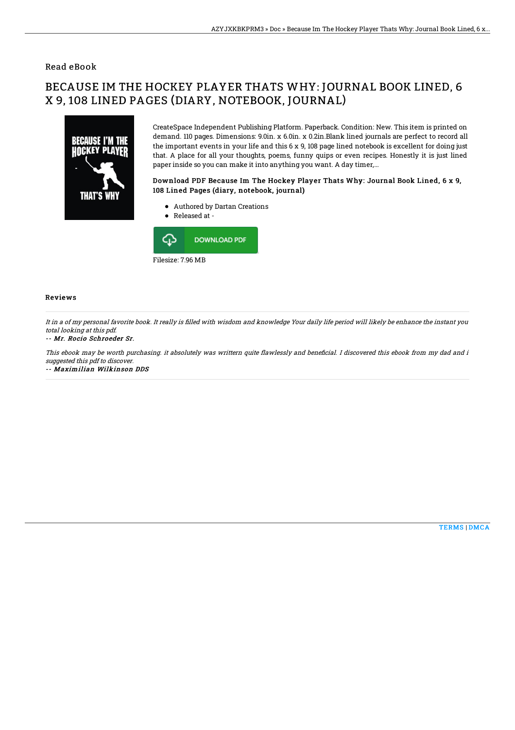## Read eBook

# BECAUSE IM THE HOCKEY PLAYER THATS WHY: JOURNAL BOOK LINED, 6 X 9, 108 LINED PAGES (DIARY, NOTEBOOK, JOURNAL)

CreateSpace Independent Publishing Platform. Paperback. Condition: New. This item is printed on demand. 110 pages. Dimensions: 9.0in. x 6.0in. x 0.2in.Blank lined journals are perfect to record all the important events in your life and this 6 x 9, 108 page lined notebook is excellent for doing just that. A place for all your thoughts, poems, funny quips or even recipes. Honestly it is just lined paper inside so you can make it into anything you want. A day timer,...

### Download PDF Because Im The Hockey Player Thats Why: Journal Book Lined, 6 x 9, 108 Lined Pages (diary, notebook, journal)

- Authored by Dartan Creations
- Released at -

DOWNLOAD PDF

Filesize: 7.96 MB

### Reviews

*It in a of my personal favorite book. It really is filled with wisdom and knowledge Your daily life period will likely be enhance the instant you total looking at this pdf.*

*-- Mr. Rocio Schroeder Sr.*

*This ebook may be worth purchasing. it absolutely was writtern quite flawlessly and beneficial. I discovered this ebook from my dad and i suggested this pdf to discover.*

*-- Maximilian Wilkinson DDS*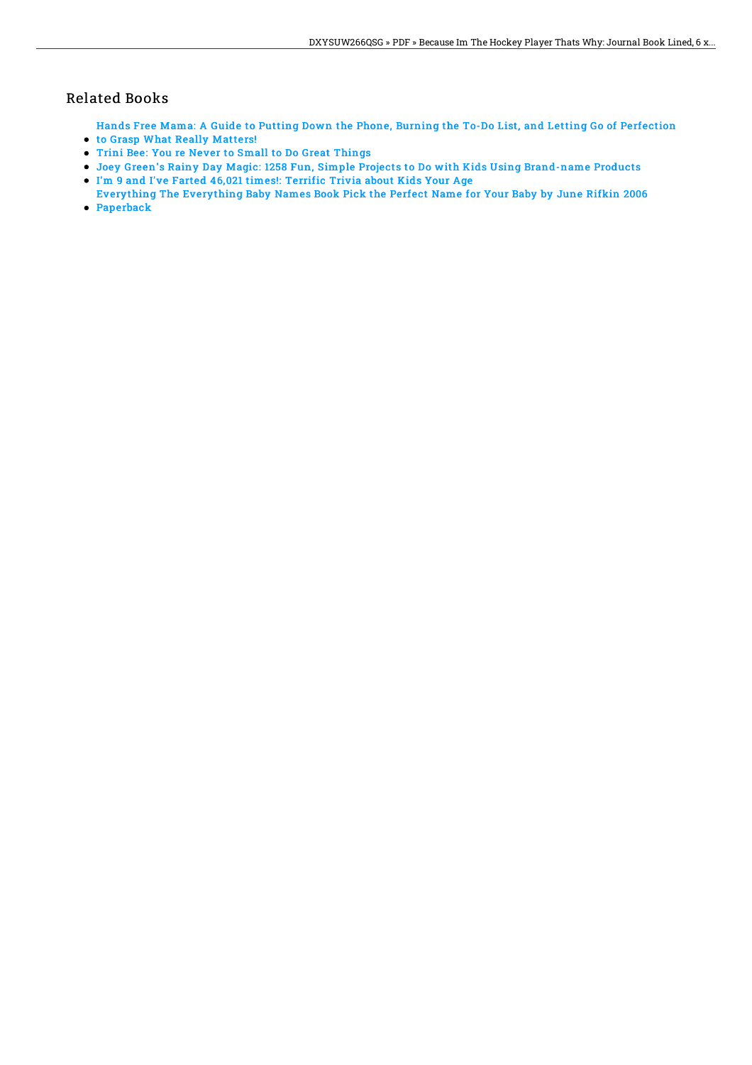## Related Books

- Hands Free Mama: A Guide to Putting Down the Phone, Burning the To-Do List, and Letting Go of Perfection to Grasp What Really Matters!
- Trini Bee: You re Never to Small to Do Great Things
- Joey Green's Rainy Day Magic: 1258 Fun, Simple Projects to Do with Kids Using Brand-name Products
- I'm 9 and I've Farted 46,021 times!: Terrific Trivia about Kids Your Age
- Everything The Everything Baby Names Book Pick the Perfect Name for Your Baby by June Rifkin 2006 Paperback